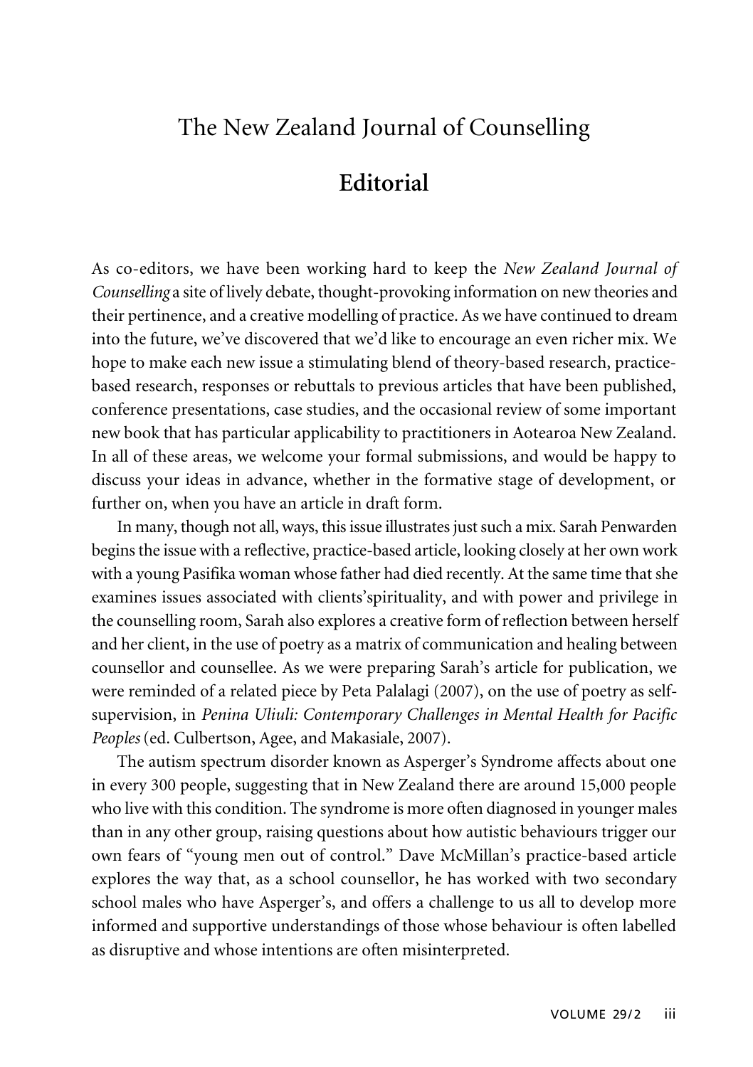# The New Zealand Journal of Counselling

## Editorial

As co-editors, we have been working hard to keep the *New Zealand Journal of Counselling* a site of lively debate, thought-provoking information on new theories and their pertinence, and a creative modelling of practice. As we have continued to dream into the future, we've discovered that we'd like to encourage an even richer mix. We hope to make each new issue a stimulating blend of theory-based research, practice-based research, responses or rebuttals to previous articles that have been published, conference presentations, case studies, and the occasional review of some important new book that has particular applicability to practitioners in Aotearoa New Zealand. In all of these areas, we welcome your formal submissions, and would be happy to discuss your ideas in advance, whether in the formative stage of development, or further on, when you have an article in draft form.

In many, though not all, ways, this issue illustrates just such a mix. Sarah Penwarden begins the issue with a reflective, practice-based article, looking closely at her own work with a young Pasifika woman whose father had died recently. At the same time that she examines issues associated with clients'spirituality, and with power and privilege in the counselling room, Sarah also explores a creative form of reflection between herself and her client, in the use of poetry as a matrix of communication and healing between counsellor and counsellee. As we were preparing Sarah's article for publication, we were reminded of a related piece by Peta Palalagi (2007), on the use of poetry as self-supervision, in *Penina Uliuli: Contemporary Challenges in Mental Health for Pacific Peoples* (ed. Culbertson, Agee, and Makasiale, 2007).

The autism spectrum disorder known as Asperger's Syndrome affects about one in every 300 people, suggesting that in New Zealand there are around 15,000 people who live with this condition. The syndrome is more often diagnosed in younger males than in any other group, raising questions about how autistic behaviours trigger our own fears of "young men out of control." Dave McMillan's practice-based article explores the way that, as a school counsellor, he has worked with two secondary school males who have Asperger's, and offers a challenge to us all to develop more informed and supportive understandings of those whose behaviour is often labelled as disruptive and whose intentions are often misinterpreted.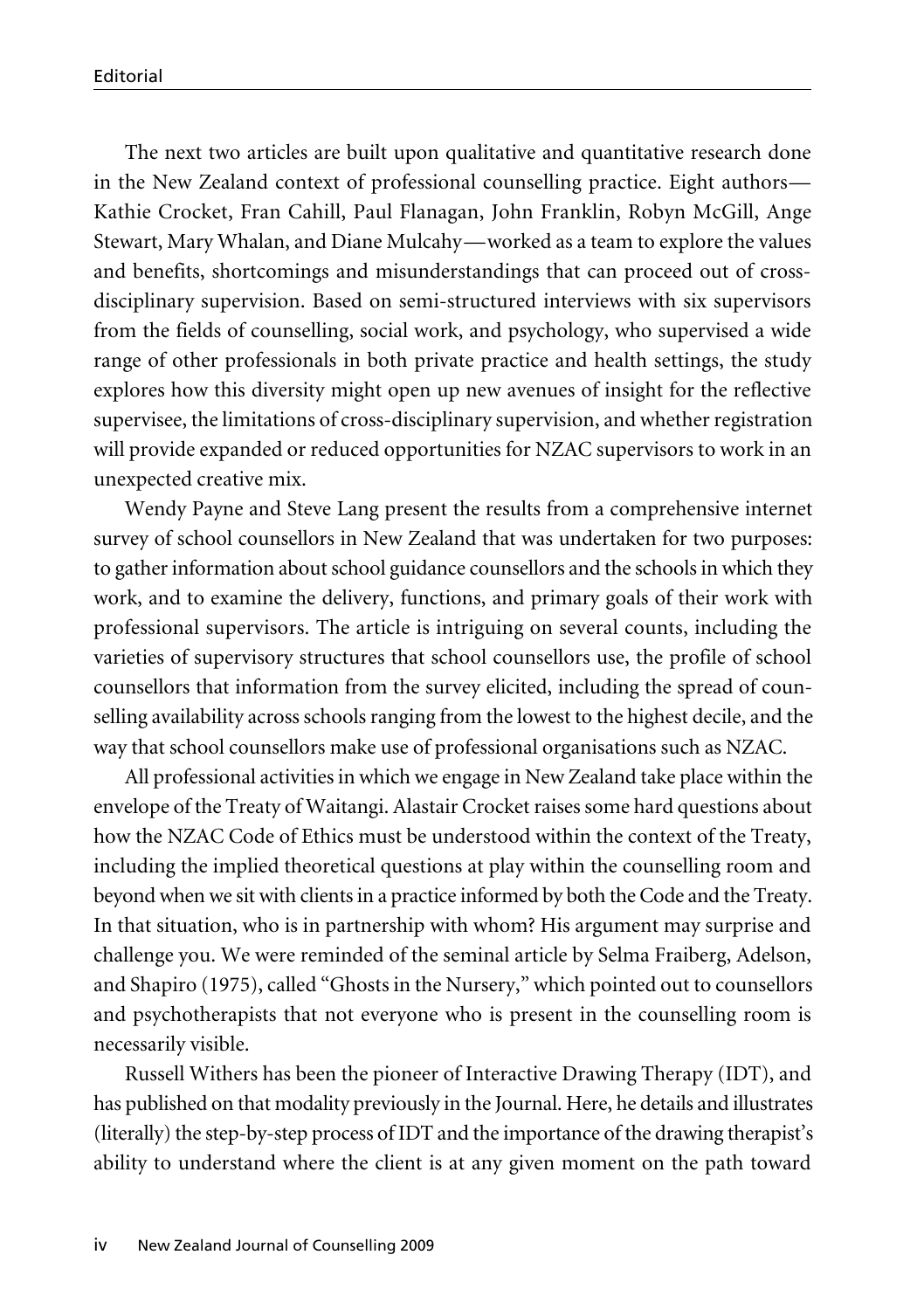The next two articles are built upon qualitative and quantitative research done in the New Zealand context of professional counselling practice. Eight authors—Kathie Crocket, Fran Cahill, Paul Flanagan, John Franklin, Robyn McGill, Ange Stewart, Mary Whalan, and Diane Mulcahy—worked as a team to explore the values and benefits, shortcomings and misunderstandings that can proceed out of cross-disciplinary supervision. Based on semi-structured interviews with six supervisors from the fields of counselling, social work, and psychology, who supervised a wide range of other professionals in both private practice and health settings, the study explores how this diversity might open up new avenues of insight for the reflective supervisee, the limitations of cross-disciplinary supervision, and whether registration will provide expanded or reduced opportunities for NZAC supervisors to work in an unexpected creative mix.

Wendy Payne and Steve Lang present the results from a comprehensive internet survey of school counsellors in New Zealand that was undertaken for two purposes: to gather information about school guidance counsellors and the schools in which they work, and to examine the delivery, functions, and primary goals of their work with professional supervisors. The article is intriguing on several counts, including the varieties of supervisory structures that school counsellors use, the profile of school counsellors that information from the survey elicited, including the spread of counselling availability across schools ranging from the lowest to the highest decile, and the way that school counsellors make use of professional organisations such as NZAC.

All professional activities in which we engage in New Zealand take place within the envelope of the Treaty of Waitangi. Alastair Crocket raises some hard questions about how the NZAC Code of Ethics must be understood within the context of the Treaty, including the implied theoretical questions at play within the counselling room and beyond when we sit with clients in a practice informed by both the Code and the Treaty. In that situation, who is in partnership with whom? His argument may surprise and challenge you. We were reminded of the seminal article by Selma Fraiberg, Adelson, and Shapiro (1975), called "Ghosts in the Nursery," which pointed out to counsellors and psychotherapists that not everyone who is present in the counselling room is necessarily visible.

Russell Withers has been the pioneer of Interactive Drawing Therapy (IDT), and has published on that modality previously in the Journal. Here, he details and illustrates (literally) the step-by-step process of IDT and the importance of the drawing therapist's ability to understand where the client is at any given moment on the path toward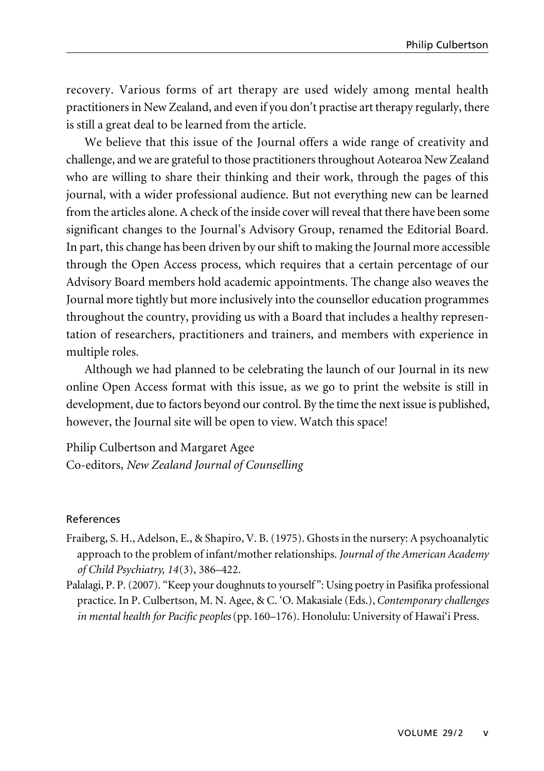recovery. Various forms of art therapy are used widely among mental health practitioners in New Zealand, and even if you don't practise art therapy regularly, there is still a great deal to be learned from the article.

We believe that this issue of the Journal offers a wide range of creativity and challenge, and we are grateful to those practitioners throughout Aotearoa New Zealand who are willing to share their thinking and their work, through the pages of this journal, with a wider professional audience. But not everything new can be learned from the articles alone. A check of the inside cover will reveal that there have been some significant changes to the Journal's Advisory Group, renamed the Editorial Board. In part, this change has been driven by our shift to making the Journal more accessible through the Open Access process, which requires that a certain percentage of our Advisory Board members hold academic appointments. The change also weaves the Journal more tightly but more inclusively into the counsellor education programmes throughout the country, providing us with a Board that includes a healthy representation of researchers, practitioners and trainers, and members with experience in multiple roles.

Although we had planned to be celebrating the launch of our Journal in its new online Open Access format with this issue, as we go to print the website is still in development, due to factors beyond our control. By the time the next issue is published, however, the Journal site will be open to view. Watch this space!

Philip Culbertson and Margaret Agee
Co-editors, *New Zealand Journal of Counselling*

### References

Fraiberg, S. H., Adelson, E., & Shapiro, V. B. (1975). Ghosts in the nursery: A psychoanalytic approach to the problem of infant/mother relationships. *Journal of the American Academy of Child Psychiatry, 14*(3), 386–422.

Palalagi, P. P. (2007). "Keep your doughnuts to yourself": Using poetry in Pasifika professional practice. In P. Culbertson, M. N. Agee, & C. 'O. Makasiale (Eds.), *Contemporary challenges in mental health for Pacific peoples* (pp. 160–176). Honolulu: University of Hawai'i Press.